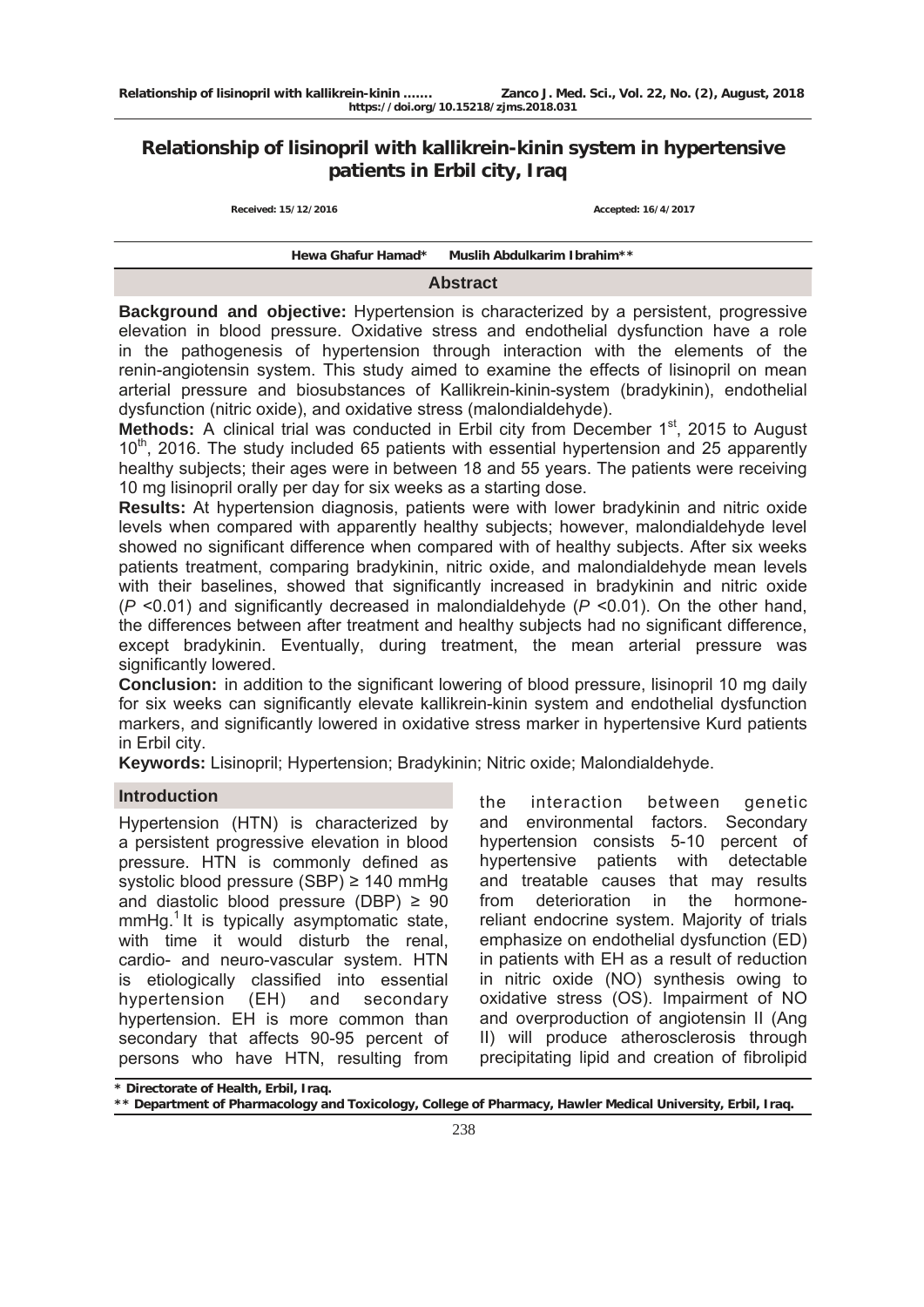# Relationship of lisinopril with kallikrein-kinin system in hypertensive patients in Erbil city, Iraq

Received: 15/12/2016　　　　Accepted: 16/4/2017

Hewa Ghafur Hamad*　　Muslih Abdulkarim Ibrahim**

## Abstract

**Background and objective:** Hypertension is characterized by a persistent, progressive elevation in blood pressure. Oxidative stress and endothelial dysfunction have a role in the pathogenesis of hypertension through interaction with the elements of the renin-angiotensin system. This study aimed to examine the effects of lisinopril on mean arterial pressure and biosubstances of Kallikrein-kinin-system (bradykinin), endothelial dysfunction (nitric oxide), and oxidative stress (malondialdehyde).

**Methods:** A clinical trial was conducted in Erbil city from December 1st, 2015 to August 10th, 2016. The study included 65 patients with essential hypertension and 25 apparently healthy subjects; their ages were in between 18 and 55 years. The patients were receiving 10 mg lisinopril orally per day for six weeks as a starting dose.

**Results:** At hypertension diagnosis, patients were with lower bradykinin and nitric oxide levels when compared with apparently healthy subjects; however, malondialdehyde level showed no significant difference when compared with of healthy subjects. After six weeks patients treatment, comparing bradykinin, nitric oxide, and malondialdehyde mean levels with their baselines, showed that significantly increased in bradykinin and nitric oxide ($P$ <0.01) and significantly decreased in malondialdehyde ($P$ <0.01). On the other hand, the differences between after treatment and healthy subjects had no significant difference, except bradykinin. Eventually, during treatment, the mean arterial pressure was significantly lowered.

**Conclusion:** in addition to the significant lowering of blood pressure, lisinopril 10 mg daily for six weeks can significantly elevate kallikrein-kinin system and endothelial dysfunction markers, and significantly lowered in oxidative stress marker in hypertensive Kurd patients in Erbil city.

**Keywords:** Lisinopril; Hypertension; Bradykinin; Nitric oxide; Malondialdehyde.

## Introduction

Hypertension (HTN) is characterized by a persistent progressive elevation in blood pressure. HTN is commonly defined as systolic blood pressure (SBP) ≥ 140 mmHg and diastolic blood pressure (DBP) ≥ 90 mmHg.[1] It is typically asymptomatic state, with time it would disturb the renal, cardio- and neuro-vascular system. HTN is etiologically classified into essential hypertension (EH) and secondary hypertension. EH is more common than secondary that affects 90-95 percent of persons who have HTN, resulting from the interaction between genetic and environmental factors. Secondary hypertension consists 5-10 percent of hypertensive patients with detectable and treatable causes that may results from deterioration in the hormone-reliant endocrine system. Majority of trials emphasize on endothelial dysfunction (ED) in patients with EH as a result of reduction in nitric oxide (NO) synthesis owing to oxidative stress (OS). Impairment of NO and overproduction of angiotensin II (Ang II) will produce atherosclerosis through precipitating lipid and creation of fibrolipid

\* Directorate of Health, Erbil, Iraq.

\*\* Department of Pharmacology and Toxicology, College of Pharmacy, Hawler Medical University, Erbil, Iraq.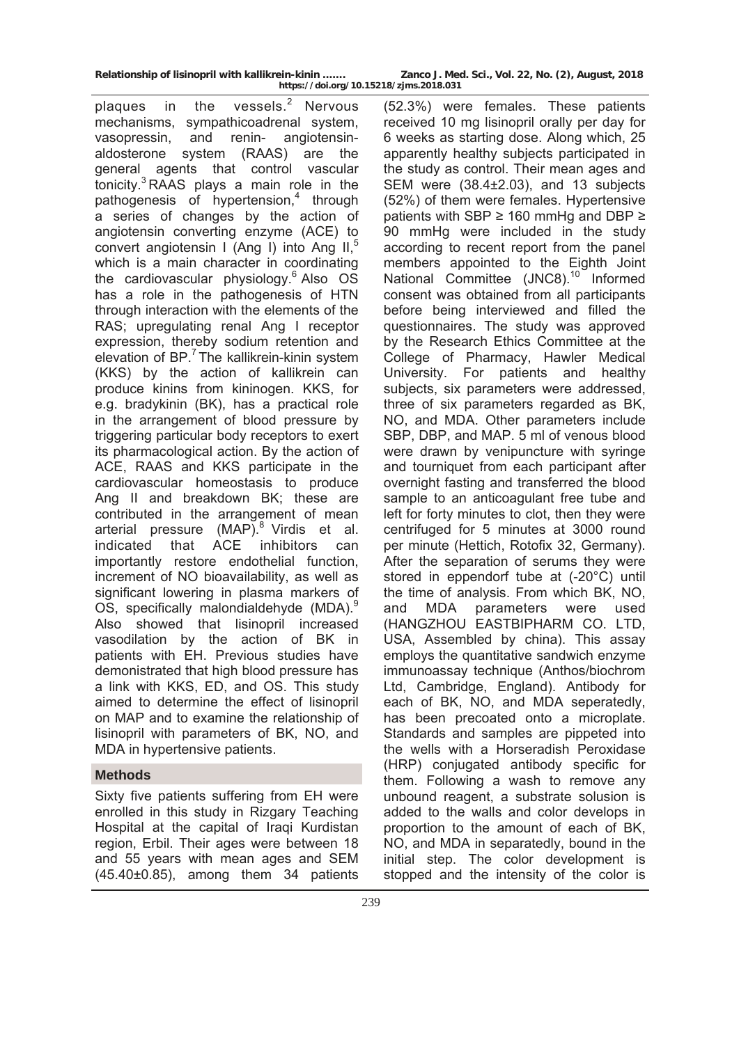plaques in the vessels.[2] Nervous mechanisms, sympathicoadrenal system, vasopressin, and renin- angiotensin-aldosterone system (RAAS) are the general agents that control vascular tonicity.[3] RAAS plays a main role in the pathogenesis of hypertension,[4] through a series of changes by the action of angiotensin converting enzyme (ACE) to convert angiotensin I (Ang I) into Ang II,[5] which is a main character in coordinating the cardiovascular physiology.[6] Also OS has a role in the pathogenesis of HTN through interaction with the elements of the RAS; upregulating renal Ang I receptor expression, thereby sodium retention and elevation of BP.[7] The kallikrein-kinin system (KKS) by the action of kallikrein can produce kinins from kininogen. KKS, for e.g. bradykinin (BK), has a practical role in the arrangement of blood pressure by triggering particular body receptors to exert its pharmacological action. By the action of ACE, RAAS and KKS participate in the cardiovascular homeostasis to produce Ang II and breakdown BK; these are contributed in the arrangement of mean arterial pressure (MAP).[8] Virdis et al. indicated that ACE inhibitors can importantly restore endothelial function, increment of NO bioavailability, as well as significant lowering in plasma markers of OS, specifically malondialdehyde (MDA).[9] Also showed that lisinopril increased vasodilation by the action of BK in patients with EH. Previous studies have demonistrated that high blood pressure has a link with KKS, ED, and OS. This study aimed to determine the effect of lisinopril on MAP and to examine the relationship of lisinopril with parameters of BK, NO, and MDA in hypertensive patients.

## Methods

Sixty five patients suffering from EH were enrolled in this study in Rizgary Teaching Hospital at the capital of Iraqi Kurdistan region, Erbil. Their ages were between 18 and 55 years with mean ages and SEM (45.40±0.85), among them 34 patients (52.3%) were females. These patients received 10 mg lisinopril orally per day for 6 weeks as starting dose. Along which, 25 apparently healthy subjects participated in the study as control. Their mean ages and SEM were (38.4±2.03), and 13 subjects (52%) of them were females. Hypertensive patients with SBP ≥ 160 mmHg and DBP ≥ 90 mmHg were included in the study according to recent report from the panel members appointed to the Eighth Joint National Committee (JNC8).[10] Informed consent was obtained from all participants before being interviewed and filled the questionnaires. The study was approved by the Research Ethics Committee at the College of Pharmacy, Hawler Medical University. For patients and healthy subjects, six parameters were addressed, three of six parameters regarded as BK, NO, and MDA. Other parameters include SBP, DBP, and MAP. 5 ml of venous blood were drawn by venipuncture with syringe and tourniquet from each participant after overnight fasting and transferred the blood sample to an anticoagulant free tube and left for forty minutes to clot, then they were centrifuged for 5 minutes at 3000 round per minute (Hettich, Rotofix 32, Germany). After the separation of serums they were stored in eppendorf tube at (-20°C) until the time of analysis. From which BK, NO, and MDA parameters were used (HANGZHOU EASTBIPHARM CO. LTD, USA, Assembled by china). This assay employs the quantitative sandwich enzyme immunoassay technique (Anthos/biochrom Ltd, Cambridge, England). Antibody for each of BK, NO, and MDA seperatedly, has been precoated onto a microplate. Standards and samples are pippeted into the wells with a Horseradish Peroxidase (HRP) conjugated antibody specific for them. Following a wash to remove any unbound reagent, a substrate solusion is added to the walls and color develops in proportion to the amount of each of BK, NO, and MDA in separatedly, bound in the initial step. The color development is stopped and the intensity of the color is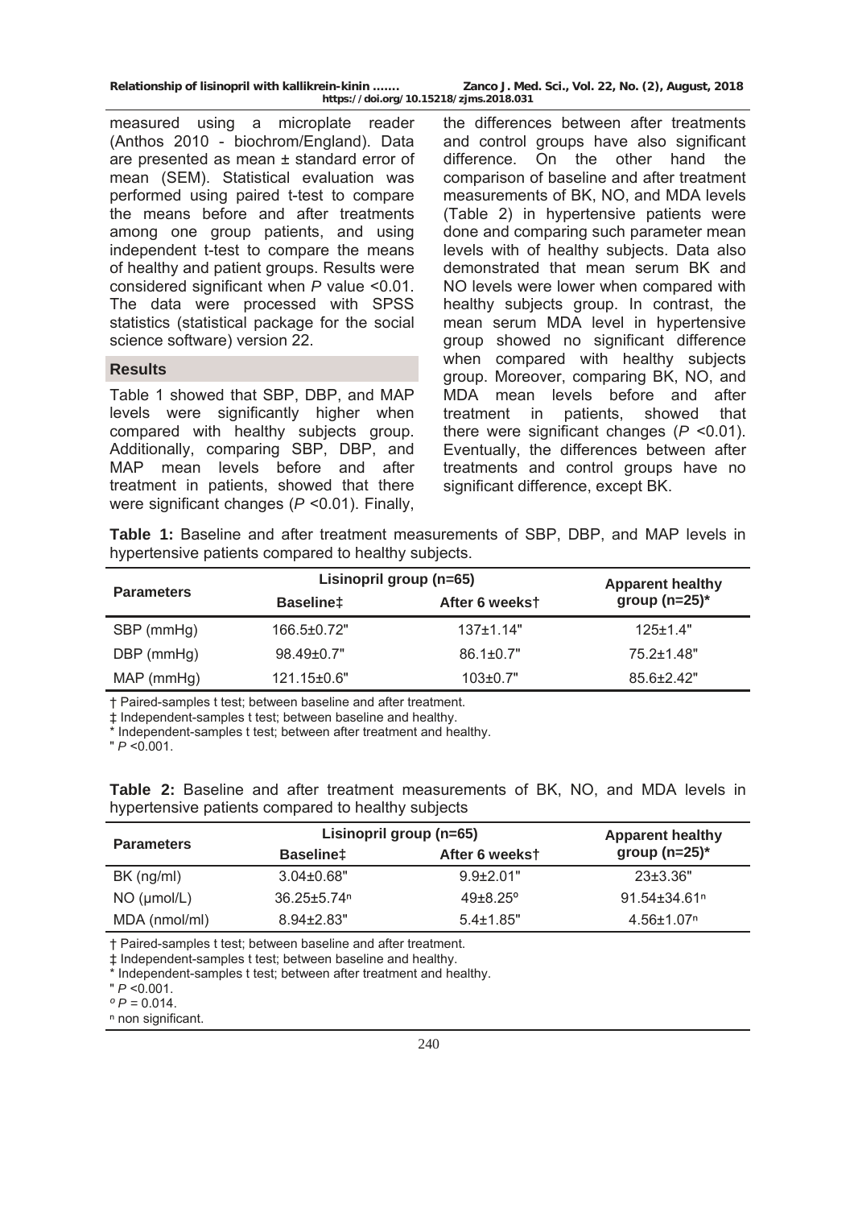measured using a microplate reader (Anthos 2010 - biochrom/England). Data are presented as mean ± standard error of mean (SEM). Statistical evaluation was performed using paired t-test to compare the means before and after treatments among one group patients, and using independent t-test to compare the means of healthy and patient groups. Results were considered significant when *P* value <0.01. The data were processed with SPSS statistics (statistical package for the social science software) version 22.

## Results

Table 1 showed that SBP, DBP, and MAP levels were significantly higher when compared with healthy subjects group. Additionally, comparing SBP, DBP, and MAP mean levels before and after treatment in patients, showed that there were significant changes (*P* <0.01). Finally, the differences between after treatments and control groups have also significant difference. On the other hand the comparison of baseline and after treatment measurements of BK, NO, and MDA levels (Table 2) in hypertensive patients were done and comparing such parameter mean levels with of healthy subjects. Data also demonstrated that mean serum BK and NO levels were lower when compared with healthy subjects group. In contrast, the mean serum MDA level in hypertensive group showed no significant difference when compared with healthy subjects group. Moreover, comparing BK, NO, and MDA mean levels before and after treatment in patients, showed that there were significant changes (*P* <0.01). Eventually, the differences between after treatments and control groups have no significant difference, except BK.

**Table 1:** Baseline and after treatment measurements of SBP, DBP, and MAP levels in hypertensive patients compared to healthy subjects.

| Parameters | Lisinopril group (n=65) | | Apparent healthy group (n=25)* |
|---|---|---|---|
| | Baseline‡ | After 6 weeks† | |
| SBP (mmHg) | 166.5±0.72" | 137±1.14" | 125±1.4" |
| DBP (mmHg) | 98.49±0.7" | 86.1±0.7" | 75.2±1.48" |
| MAP (mmHg) | 121.15±0.6" | 103±0.7" | 85.6±2.42" |

† Paired-samples t test; between baseline and after treatment.
‡ Independent-samples t test; between baseline and healthy.
\* Independent-samples t test; between after treatment and healthy.
" *P* <0.001.

**Table 2:** Baseline and after treatment measurements of BK, NO, and MDA levels in hypertensive patients compared to healthy subjects

| Parameters | Lisinopril group (n=65) | | Apparent healthy group (n=25)* |
|---|---|---|---|
| | Baseline‡ | After 6 weeks† | |
| BK (ng/ml) | 3.04±0.68" | 9.9±2.01" | 23±3.36" |
| NO (μmol/L) | 36.25±5.74[n] | 49±8.25[o] | 91.54±34.61[n] |
| MDA (nmol/ml) | 8.94±2.83" | 5.4±1.85" | 4.56±1.07[n] |

† Paired-samples t test; between baseline and after treatment.
‡ Independent-samples t test; between baseline and healthy.
\* Independent-samples t test; between after treatment and healthy.
" *P* <0.001.
[o] *P* = 0.014.
[n] non significant.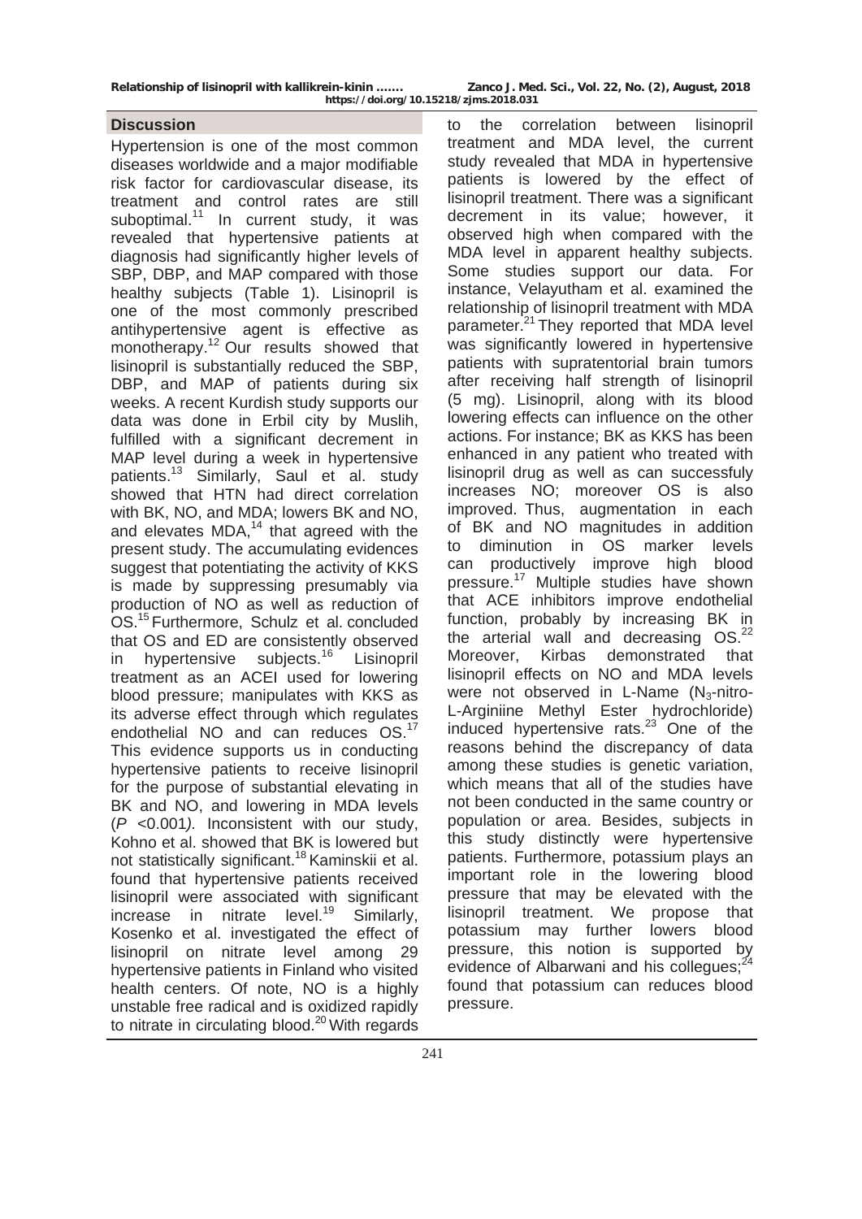## Discussion

Hypertension is one of the most common diseases worldwide and a major modifiable risk factor for cardiovascular disease, its treatment and control rates are still suboptimal.[11] In current study, it was revealed that hypertensive patients at diagnosis had significantly higher levels of SBP, DBP, and MAP compared with those healthy subjects (Table 1). Lisinopril is one of the most commonly prescribed antihypertensive agent is effective as monotherapy.[12] Our results showed that lisinopril is substantially reduced the SBP, DBP, and MAP of patients during six weeks. A recent Kurdish study supports our data was done in Erbil city by Muslih, fulfilled with a significant decrement in MAP level during a week in hypertensive patients.[13] Similarly, Saul et al. study showed that HTN had direct correlation with BK, NO, and MDA; lowers BK and NO, and elevates MDA,[14] that agreed with the present study. The accumulating evidences suggest that potentiating the activity of KKS is made by suppressing presumably via production of NO as well as reduction of OS.[15] Furthermore, Schulz et al. concluded that OS and ED are consistently observed in hypertensive subjects.[16] Lisinopril treatment as an ACEI used for lowering blood pressure; manipulates with KKS as its adverse effect through which regulates endothelial NO and can reduces OS.[17] This evidence supports us in conducting hypertensive patients to receive lisinopril for the purpose of substantial elevating in BK and NO, and lowering in MDA levels ($P$ <0.001*)*. Inconsistent with our study, Kohno et al. showed that BK is lowered but not statistically significant.[18] Kaminskii et al. found that hypertensive patients received lisinopril were associated with significant increase in nitrate level.[19] Similarly, Kosenko et al. investigated the effect of lisinopril on nitrate level among 29 hypertensive patients in Finland who visited health centers. Of note, NO is a highly unstable free radical and is oxidized rapidly to nitrate in circulating blood.[20] With regards to the correlation between lisinopril treatment and MDA level, the current study revealed that MDA in hypertensive patients is lowered by the effect of lisinopril treatment. There was a significant decrement in its value; however, it observed high when compared with the MDA level in apparent healthy subjects. Some studies support our data. For instance, Velayutham et al. examined the relationship of lisinopril treatment with MDA parameter.[21] They reported that MDA level was significantly lowered in hypertensive patients with supratentorial brain tumors after receiving half strength of lisinopril (5 mg). Lisinopril, along with its blood lowering effects can influence on the other actions. For instance; BK as KKS has been enhanced in any patient who treated with lisinopril drug as well as can successfuly increases NO; moreover OS is also improved. Thus, augmentation in each of BK and NO magnitudes in addition to diminution in OS marker levels can productively improve high blood pressure.[17] Multiple studies have shown that ACE inhibitors improve endothelial function, probably by increasing BK in the arterial wall and decreasing OS.[22] Moreover, Kirbas demonstrated that lisinopril effects on NO and MDA levels were not observed in L-Name ($N_3$-nitro-L-Arginiine Methyl Ester hydrochloride) induced hypertensive rats.[23] One of the reasons behind the discrepancy of data among these studies is genetic variation, which means that all of the studies have not been conducted in the same country or population or area. Besides, subjects in this study distinctly were hypertensive patients. Furthermore, potassium plays an important role in the lowering blood pressure that may be elevated with the lisinopril treatment. We propose that potassium may further lowers blood pressure, this notion is supported by evidence of Albarwani and his collegues;[24] found that potassium can reduces blood pressure.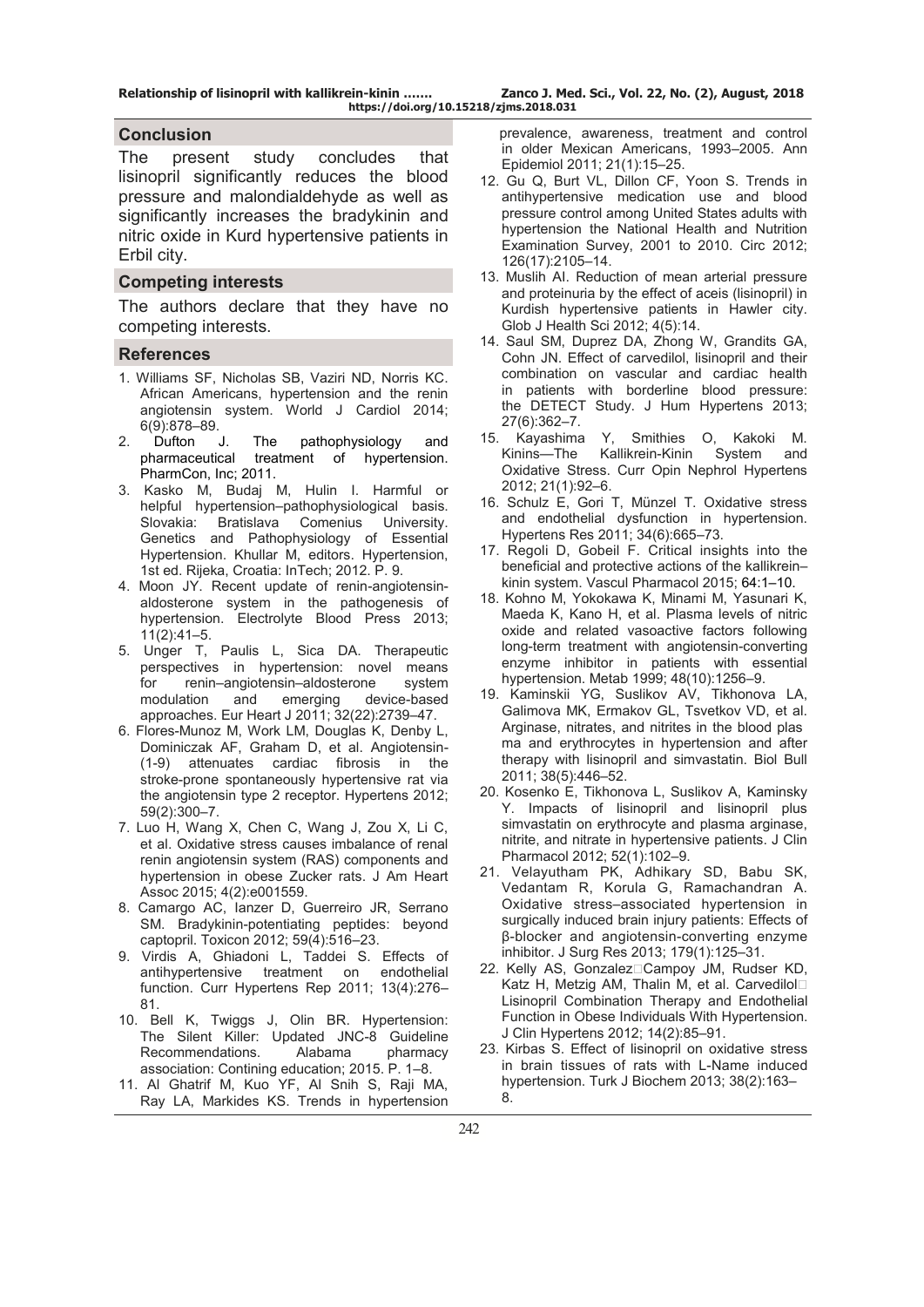## Conclusion

The present study concludes that lisinopril significantly reduces the blood pressure and malondialdehyde as well as significantly increases the bradykinin and nitric oxide in Kurd hypertensive patients in Erbil city.

## Competing interests

The authors declare that they have no competing interests.

## References

1. Williams SF, Nicholas SB, Vaziri ND, Norris KC. African Americans, hypertension and the renin angiotensin system. World J Cardiol 2014; 6(9):878–89.
2. Dufton J. The pathophysiology and pharmaceutical treatment of hypertension. PharmCon, Inc; 2011.
3. Kasko M, Budaj M, Hulin I. Harmful or helpful hypertension–pathophysiological basis. Slovakia: Bratislava Comenius University. Genetics and Pathophysiology of Essential Hypertension. Khullar M, editors. Hypertension, 1st ed. Rijeka, Croatia: InTech; 2012. P. 9.
4. Moon JY. Recent update of renin-angiotensin-aldosterone system in the pathogenesis of hypertension. Electrolyte Blood Press 2013; 11(2):41–5.
5. Unger T, Paulis L, Sica DA. Therapeutic perspectives in hypertension: novel means for renin–angiotensin–aldosterone system modulation and emerging device-based approaches. Eur Heart J 2011; 32(22):2739–47.
6. Flores-Munoz M, Work LM, Douglas K, Denby L, Dominiczak AF, Graham D, et al. Angiotensin-(1-9) attenuates cardiac fibrosis in the stroke-prone spontaneously hypertensive rat via the angiotensin type 2 receptor. Hypertens 2012; 59(2):300–7.
7. Luo H, Wang X, Chen C, Wang J, Zou X, Li C, et al. Oxidative stress causes imbalance of renal renin angiotensin system (RAS) components and hypertension in obese Zucker rats. J Am Heart Assoc 2015; 4(2):e001559.
8. Camargo AC, Ianzer D, Guerreiro JR, Serrano SM. Bradykinin-potentiating peptides: beyond captopril. Toxicon 2012; 59(4):516–23.
9. Virdis A, Ghiadoni L, Taddei S. Effects of antihypertensive treatment on endothelial function. Curr Hypertens Rep 2011; 13(4):276–81.
10. Bell K, Twiggs J, Olin BR. Hypertension: The Silent Killer: Updated JNC-8 Guideline Recommendations. Alabama pharmacy association: Contining education; 2015. P. 1–8.
11. Al Ghatrif M, Kuo YF, Al Snih S, Raji MA, Ray LA, Markides KS. Trends in hypertension prevalence, awareness, treatment and control in older Mexican Americans, 1993–2005. Ann Epidemiol 2011; 21(1):15–25.
12. Gu Q, Burt VL, Dillon CF, Yoon S. Trends in antihypertensive medication use and blood pressure control among United States adults with hypertension the National Health and Nutrition Examination Survey, 2001 to 2010. Circ 2012; 126(17):2105–14.
13. Muslih AI. Reduction of mean arterial pressure and proteinuria by the effect of aceis (lisinopril) in Kurdish hypertensive patients in Hawler city. Glob J Health Sci 2012; 4(5):14.
14. Saul SM, Duprez DA, Zhong W, Grandits GA, Cohn JN. Effect of carvedilol, lisinopril and their combination on vascular and cardiac health in patients with borderline blood pressure: the DETECT Study. J Hum Hypertens 2013; 27(6):362–7.
15. Kayashima Y, Smithies O, Kakoki M. Kinins—The Kallikrein-Kinin System and Oxidative Stress. Curr Opin Nephrol Hypertens 2012; 21(1):92–6.
16. Schulz E, Gori T, Münzel T. Oxidative stress and endothelial dysfunction in hypertension. Hypertens Res 2011; 34(6):665–73.
17. Regoli D, Gobeil F. Critical insights into the beneficial and protective actions of the kallikrein–kinin system. Vascul Pharmacol 2015; 64:1–10.
18. Kohno M, Yokokawa K, Minami M, Yasunari K, Maeda K, Kano H, et al. Plasma levels of nitric oxide and related vasoactive factors following long-term treatment with angiotensin-converting enzyme inhibitor in patients with essential hypertension. Metab 1999; 48(10):1256–9.
19. Kaminskii YG, Suslikov AV, Tikhonova LA, Galimova MK, Ermakov GL, Tsvetkov VD, et al. Arginase, nitrates, and nitrites in the blood plasma and erythrocytes in hypertension and after therapy with lisinopril and simvastatin. Biol Bull 2011; 38(5):446–52.
20. Kosenko E, Tikhonova L, Suslikov A, Kaminsky Y. Impacts of lisinopril and lisinopril plus simvastatin on erythrocyte and plasma arginase, nitrite, and nitrate in hypertensive patients. J Clin Pharmacol 2012; 52(1):102–9.
21. Velayutham PK, Adhikary SD, Babu SK, Vedantam R, Korula G, Ramachandran A. Oxidative stress–associated hypertension in surgically induced brain injury patients: Effects of β-blocker and angiotensin-converting enzyme inhibitor. J Surg Res 2013; 179(1):125–31.
22. Kelly AS, Gonzalez□Campoy JM, Rudser KD, Katz H, Metzig AM, Thalin M, et al. Carvedilol□Lisinopril Combination Therapy and Endothelial Function in Obese Individuals With Hypertension. J Clin Hypertens 2012; 14(2):85–91.
23. Kirbas S. Effect of lisinopril on oxidative stress in brain tissues of rats with L-Name induced hypertension. Turk J Biochem 2013; 38(2):163–8.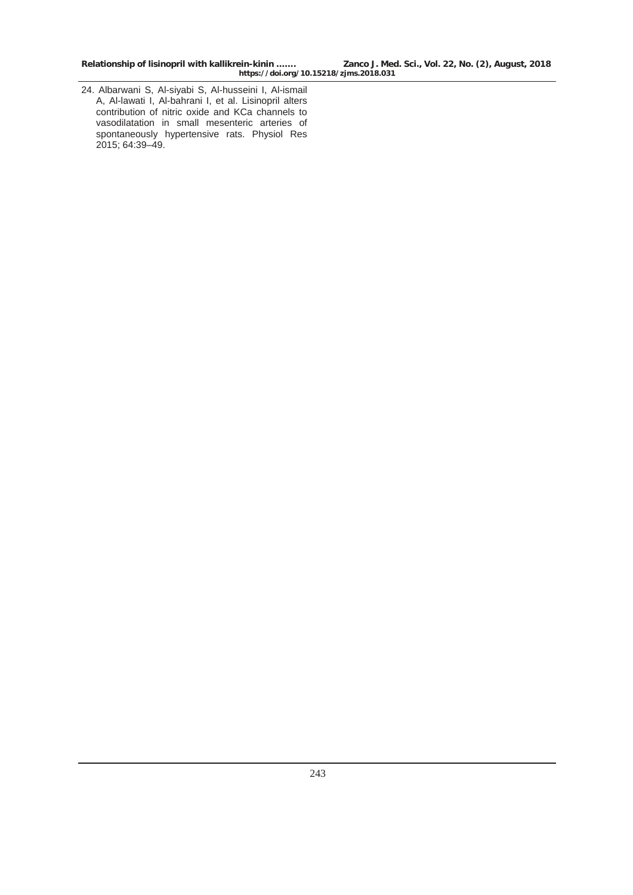24. Albarwani S, Al-siyabi S, Al-husseini I, Al-ismail A, Al-lawati I, Al-bahrani I, et al. Lisinopril alters contribution of nitric oxide and KCa channels to vasodilatation in small mesenteric arteries of spontaneously hypertensive rats. Physiol Res 2015; 64:39–49.